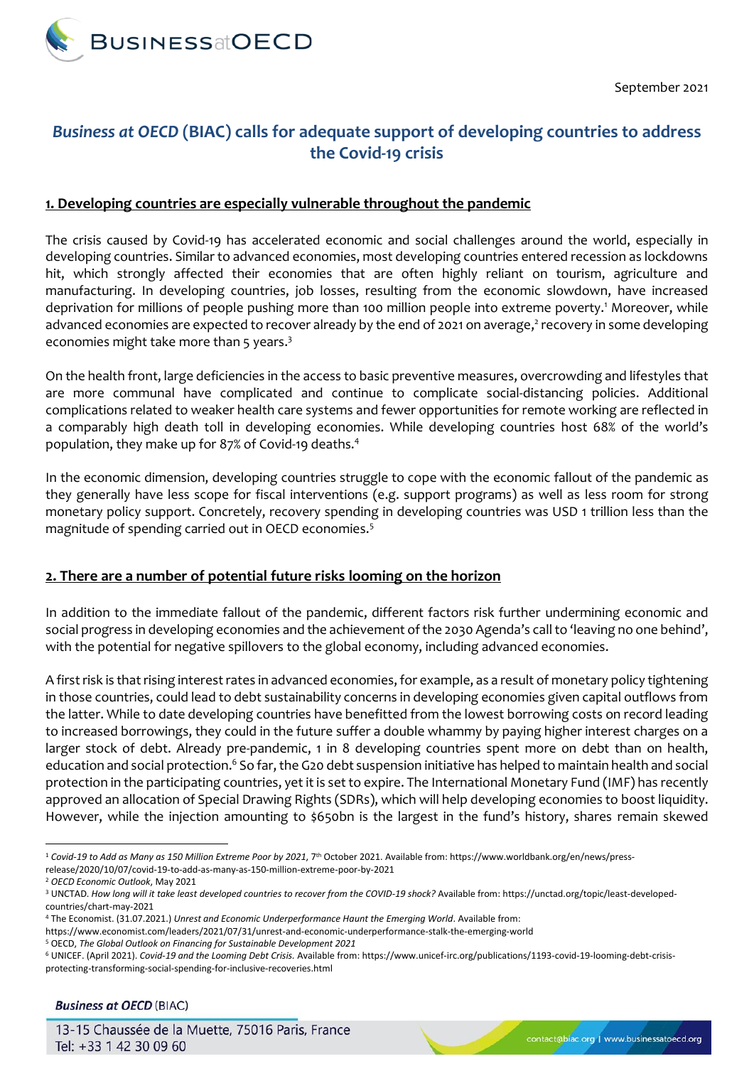September 2021

# *Business at OECD* (BIAC) calls for adequate support of developing countries to address the Covid-19 crisis

## 1. Developing countries are especially vulnerable throughout the pandemic

The crisis caused by Covid-19 has accelerated economic and social challenges around the world, especially in developing countries. Similar to advanced economies, most developing countries entered recession as lockdowns hit, which strongly affected their economies that are often highly reliant on tourism, agriculture and manufacturing. In developing countries, job losses, resulting from the economic slowdown, have increased deprivation for millions of people pushing more than 100 million people into extreme poverty.[1] Moreover, while advanced economies are expected to recover already by the end of 2021 on average,[2] recovery in some developing economies might take more than 5 years.[3]

On the health front, large deficiencies in the access to basic preventive measures, overcrowding and lifestyles that are more communal have complicated and continue to complicate social-distancing policies. Additional complications related to weaker health care systems and fewer opportunities for remote working are reflected in a comparably high death toll in developing economies. While developing countries host 68% of the world's population, they make up for 87% of Covid-19 deaths.[4]

In the economic dimension, developing countries struggle to cope with the economic fallout of the pandemic as they generally have less scope for fiscal interventions (e.g. support programs) as well as less room for strong monetary policy support. Concretely, recovery spending in developing countries was USD 1 trillion less than the magnitude of spending carried out in OECD economies.[5]

## 2. There are a number of potential future risks looming on the horizon

In addition to the immediate fallout of the pandemic, different factors risk further undermining economic and social progress in developing economies and the achievement of the 2030 Agenda's call to 'leaving no one behind', with the potential for negative spillovers to the global economy, including advanced economies.

A first risk is that rising interest rates in advanced economies, for example, as a result of monetary policy tightening in those countries, could lead to debt sustainability concerns in developing economies given capital outflows from the latter. While to date developing countries have benefitted from the lowest borrowing costs on record leading to increased borrowings, they could in the future suffer a double whammy by paying higher interest charges on a larger stock of debt. Already pre-pandemic, 1 in 8 developing countries spent more on debt than on health, education and social protection.[6] So far, the G20 debt suspension initiative has helped to maintain health and social protection in the participating countries, yet it is set to expire. The International Monetary Fund (IMF) has recently approved an allocation of Special Drawing Rights (SDRs), which will help developing economies to boost liquidity. However, while the injection amounting to $650bn is the largest in the fund's history, shares remain skewed

---

[1] *Covid-19 to Add as Many as 150 Million Extreme Poor by 2021*, 7th October 2021. Available from: https://www.worldbank.org/en/news/press-release/2020/10/07/covid-19-to-add-as-many-as-150-million-extreme-poor-by-2021

[2] *OECD Economic Outlook*, May 2021

[3] UNCTAD. *How long will it take least developed countries to recover from the COVID-19 shock?* Available from: https://unctad.org/topic/least-developed-countries/chart-may-2021

[4] The Economist. (31.07.2021.) *Unrest and Economic Underperformance Haunt the Emerging World*. Available from: https://www.economist.com/leaders/2021/07/31/unrest-and-economic-underperformance-stalk-the-emerging-world

[5] OECD, *The Global Outlook on Financing for Sustainable Development 2021*

[6] UNICEF. (April 2021). *Covid-19 and the Looming Debt Crisis.* Available from: https://www.unicef-irc.org/publications/1193-covid-19-looming-debt-crisis-protecting-transforming-social-spending-for-inclusive-recoveries.html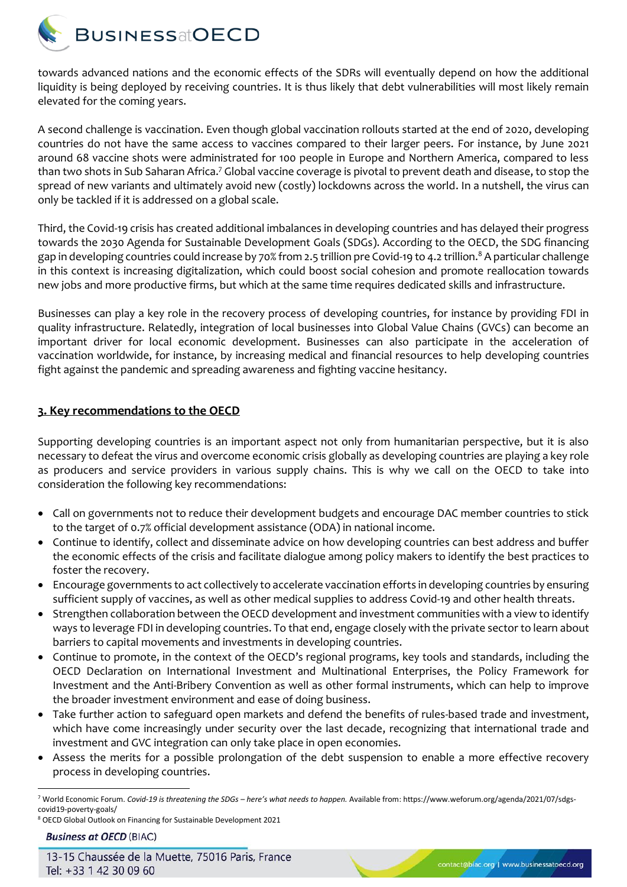towards advanced nations and the economic effects of the SDRs will eventually depend on how the additional liquidity is being deployed by receiving countries. It is thus likely that debt vulnerabilities will most likely remain elevated for the coming years.

A second challenge is vaccination. Even though global vaccination rollouts started at the end of 2020, developing countries do not have the same access to vaccines compared to their larger peers. For instance, by June 2021 around 68 vaccine shots were administrated for 100 people in Europe and Northern America, compared to less than two shots in Sub Saharan Africa.[7] Global vaccine coverage is pivotal to prevent death and disease, to stop the spread of new variants and ultimately avoid new (costly) lockdowns across the world. In a nutshell, the virus can only be tackled if it is addressed on a global scale.

Third, the Covid-19 crisis has created additional imbalances in developing countries and has delayed their progress towards the 2030 Agenda for Sustainable Development Goals (SDGs). According to the OECD, the SDG financing gap in developing countries could increase by 70% from 2.5 trillion pre Covid-19 to 4.2 trillion.[8] A particular challenge in this context is increasing digitalization, which could boost social cohesion and promote reallocation towards new jobs and more productive firms, but which at the same time requires dedicated skills and infrastructure.

Businesses can play a key role in the recovery process of developing countries, for instance by providing FDI in quality infrastructure. Relatedly, integration of local businesses into Global Value Chains (GVCs) can become an important driver for local economic development. Businesses can also participate in the acceleration of vaccination worldwide, for instance, by increasing medical and financial resources to help developing countries fight against the pandemic and spreading awareness and fighting vaccine hesitancy.

## 3. Key recommendations to the OECD

Supporting developing countries is an important aspect not only from humanitarian perspective, but it is also necessary to defeat the virus and overcome economic crisis globally as developing countries are playing a key role as producers and service providers in various supply chains. This is why we call on the OECD to take into consideration the following key recommendations:

- Call on governments not to reduce their development budgets and encourage DAC member countries to stick to the target of 0.7% official development assistance (ODA) in national income.
- Continue to identify, collect and disseminate advice on how developing countries can best address and buffer the economic effects of the crisis and facilitate dialogue among policy makers to identify the best practices to foster the recovery.
- Encourage governments to act collectively to accelerate vaccination efforts in developing countries by ensuring sufficient supply of vaccines, as well as other medical supplies to address Covid-19 and other health threats.
- Strengthen collaboration between the OECD development and investment communities with a view to identify ways to leverage FDI in developing countries. To that end, engage closely with the private sector to learn about barriers to capital movements and investments in developing countries.
- Continue to promote, in the context of the OECD's regional programs, key tools and standards, including the OECD Declaration on International Investment and Multinational Enterprises, the Policy Framework for Investment and the Anti-Bribery Convention as well as other formal instruments, which can help to improve the broader investment environment and ease of doing business.
- Take further action to safeguard open markets and defend the benefits of rules-based trade and investment, which have come increasingly under security over the last decade, recognizing that international trade and investment and GVC integration can only take place in open economies.
- Assess the merits for a possible prolongation of the debt suspension to enable a more effective recovery process in developing countries.

---

[7] World Economic Forum. *Covid-19 is threatening the SDGs – here's what needs to happen.* Available from: https://www.weforum.org/agenda/2021/07/sdgs-covid19-poverty-goals/

[8] OECD Global Outlook on Financing for Sustainable Development 2021